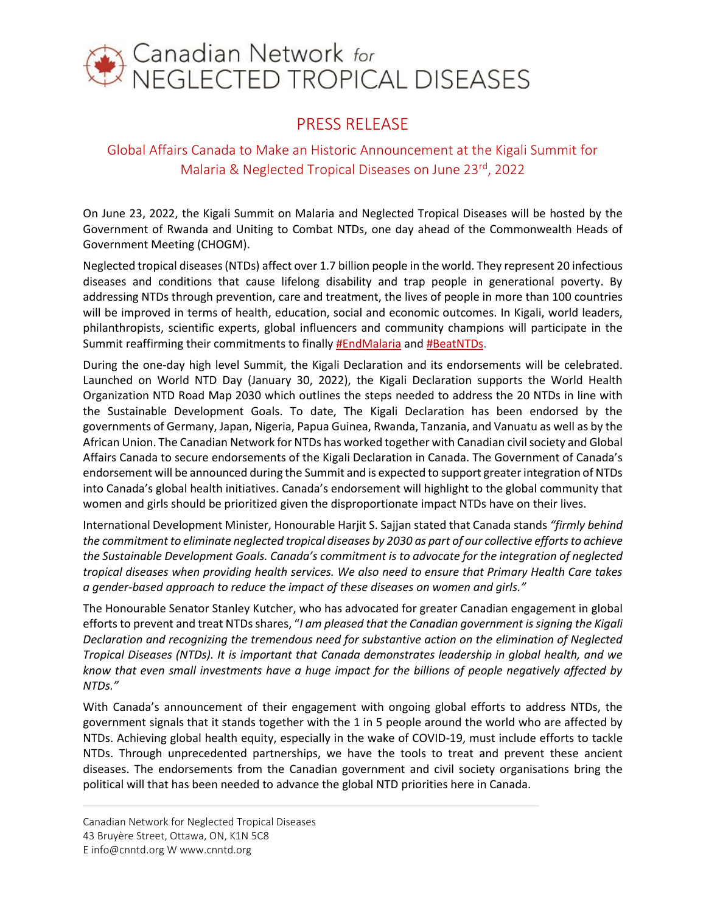# Canadian Network for NEGLECTED TROPICAL DISEASES

## PRESS RELEASE

### Global Affairs Canada to Make an Historic Announcement at the Kigali Summit for Malaria & Neglected Tropical Diseases on June 23rd, 2022

On June 23, 2022, the Kigali Summit on Malaria and Neglected Tropical Diseases will be hosted by the Government of Rwanda and Uniting to Combat NTDs, one day ahead of the Commonwealth Heads of Government Meeting (CHOGM).

Neglected tropical diseases (NTDs) affect over 1.7 billion people in the world. They represent 20 infectious diseases and conditions that cause lifelong disability and trap people in generational poverty. By addressing NTDs through prevention, care and treatment, the lives of people in more than 100 countries will be improved in terms of health, education, social and economic outcomes. In Kigali, world leaders, philanthropists, scientific experts, global influencers and community champions will participate in the Summit reaffirming their commitments to finally #EndMalaria and #BeatNTDs.

During the one-day high level Summit, the Kigali Declaration and its endorsements will be celebrated. Launched on World NTD Day (January 30, 2022), the Kigali Declaration supports the World Health Organization NTD Road Map 2030 which outlines the steps needed to address the 20 NTDs in line with the Sustainable Development Goals. To date, The Kigali Declaration has been endorsed by the governments of Germany, Japan, Nigeria, Papua Guinea, Rwanda, Tanzania, and Vanuatu as well as by the African Union. The Canadian Network for NTDs has worked together with Canadian civil society and Global Affairs Canada to secure endorsements of the Kigali Declaration in Canada. The Government of Canada's endorsement will be announced during the Summit and is expected to support greater integration of NTDs into Canada's global health initiatives. Canada's endorsement will highlight to the global community that women and girls should be prioritized given the disproportionate impact NTDs have on their lives.

International Development Minister, Honourable Harjit S. Sajjan stated that Canada stands *"firmly behind the commitment to eliminate neglected tropical diseases by 2030 as part of our collective efforts to achieve the Sustainable Development Goals. Canada's commitment is to advocate for the integration of neglected tropical diseases when providing health services. We also need to ensure that Primary Health Care takes a gender-based approach to reduce the impact of these diseases on women and girls."*

The Honourable Senator Stanley Kutcher, who has advocated for greater Canadian engagement in global efforts to prevent and treat NTDs shares, "*I am pleased that the Canadian government is signing the Kigali Declaration and recognizing the tremendous need for substantive action on the elimination of Neglected Tropical Diseases (NTDs). It is important that Canada demonstrates leadership in global health, and we know that even small investments have a huge impact for the billions of people negatively affected by NTDs."*

With Canada's announcement of their engagement with ongoing global efforts to address NTDs, the government signals that it stands together with the 1 in 5 people around the world who are affected by NTDs. Achieving global health equity, especially in the wake of COVID-19, must include efforts to tackle NTDs. Through unprecedented partnerships, we have the tools to treat and prevent these ancient diseases. The endorsements from the Canadian government and civil society organisations bring the political will that has been needed to advance the global NTD priorities here in Canada.

Canadian Network for Neglected Tropical Diseases
43 Bruyère Street, Ottawa, ON, K1N 5C8
E info@cnntd.org W www.cnntd.org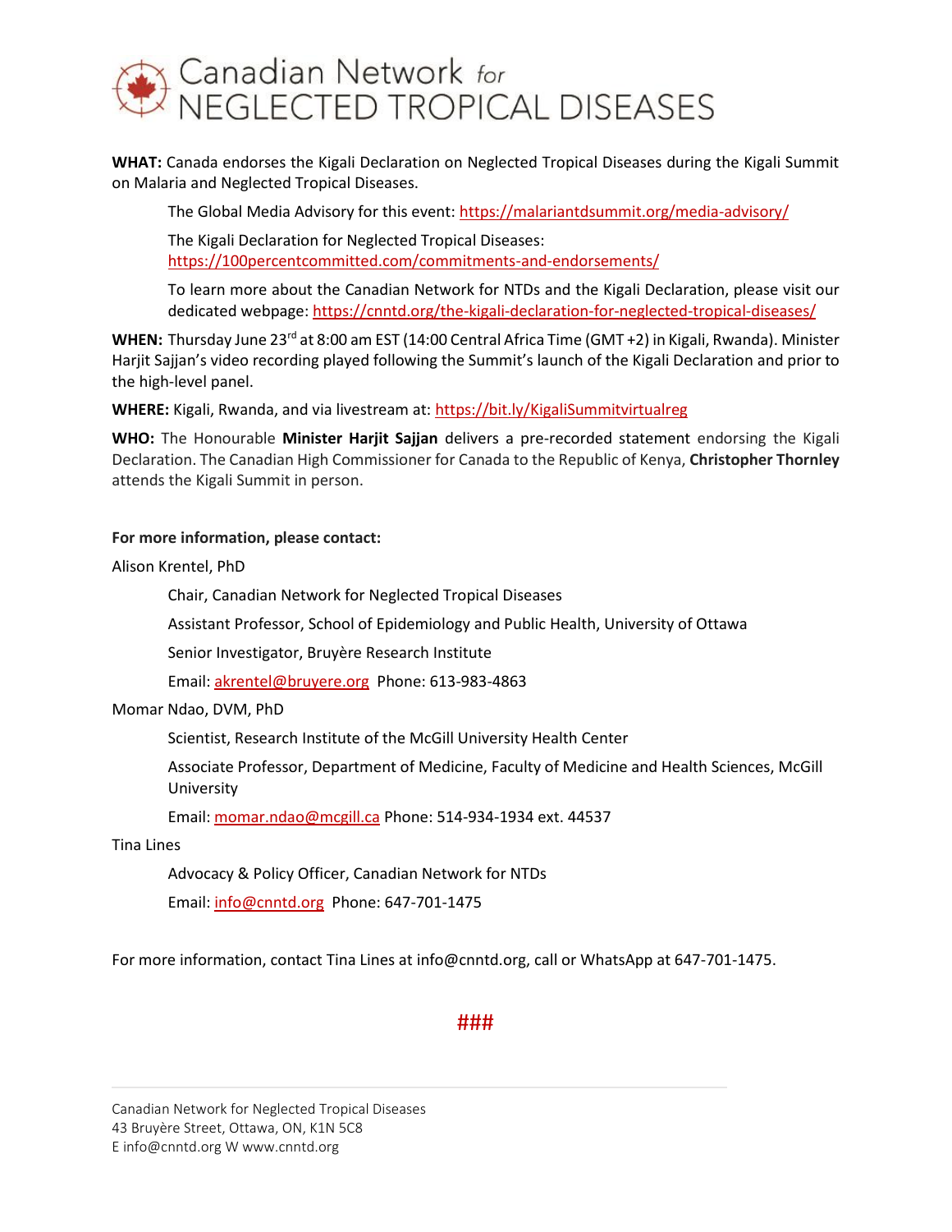# Canadian Network for NEGLECTED TROPICAL DISEASES

**WHAT:** Canada endorses the Kigali Declaration on Neglected Tropical Diseases during the Kigali Summit on Malaria and Neglected Tropical Diseases.

> The Global Media Advisory for this event: https://malariantdsummit.org/media-advisory/
>
> The Kigali Declaration for Neglected Tropical Diseases: https://100percentcommitted.com/commitments-and-endorsements/
>
> To learn more about the Canadian Network for NTDs and the Kigali Declaration, please visit our dedicated webpage: https://cnntd.org/the-kigali-declaration-for-neglected-tropical-diseases/

**WHEN:** Thursday June 23rd at 8:00 am EST (14:00 Central Africa Time (GMT +2) in Kigali, Rwanda). Minister Harjit Sajjan's video recording played following the Summit's launch of the Kigali Declaration and prior to the high-level panel.

**WHERE:** Kigali, Rwanda, and via livestream at: https://bit.ly/KigaliSummitvirtualreg

**WHO:** The Honourable **Minister Harjit Sajjan** delivers a pre-recorded statement endorsing the Kigali Declaration. The Canadian High Commissioner for Canada to the Republic of Kenya, **Christopher Thornley** attends the Kigali Summit in person.

**For more information, please contact:**

Alison Krentel, PhD

> Chair, Canadian Network for Neglected Tropical Diseases
>
> Assistant Professor, School of Epidemiology and Public Health, University of Ottawa
>
> Senior Investigator, Bruyère Research Institute
>
> Email: akrentel@bruyere.org Phone: 613-983-4863

Momar Ndao, DVM, PhD

> Scientist, Research Institute of the McGill University Health Center
>
> Associate Professor, Department of Medicine, Faculty of Medicine and Health Sciences, McGill University
>
> Email: momar.ndao@mcgill.ca Phone: 514-934-1934 ext. 44537

Tina Lines

> Advocacy & Policy Officer, Canadian Network for NTDs
>
> Email: info@cnntd.org Phone: 647-701-1475

For more information, contact Tina Lines at info@cnntd.org, call or WhatsApp at 647-701-1475.

###

Canadian Network for Neglected Tropical Diseases
43 Bruyère Street, Ottawa, ON, K1N 5C8
E info@cnntd.org W www.cnntd.org